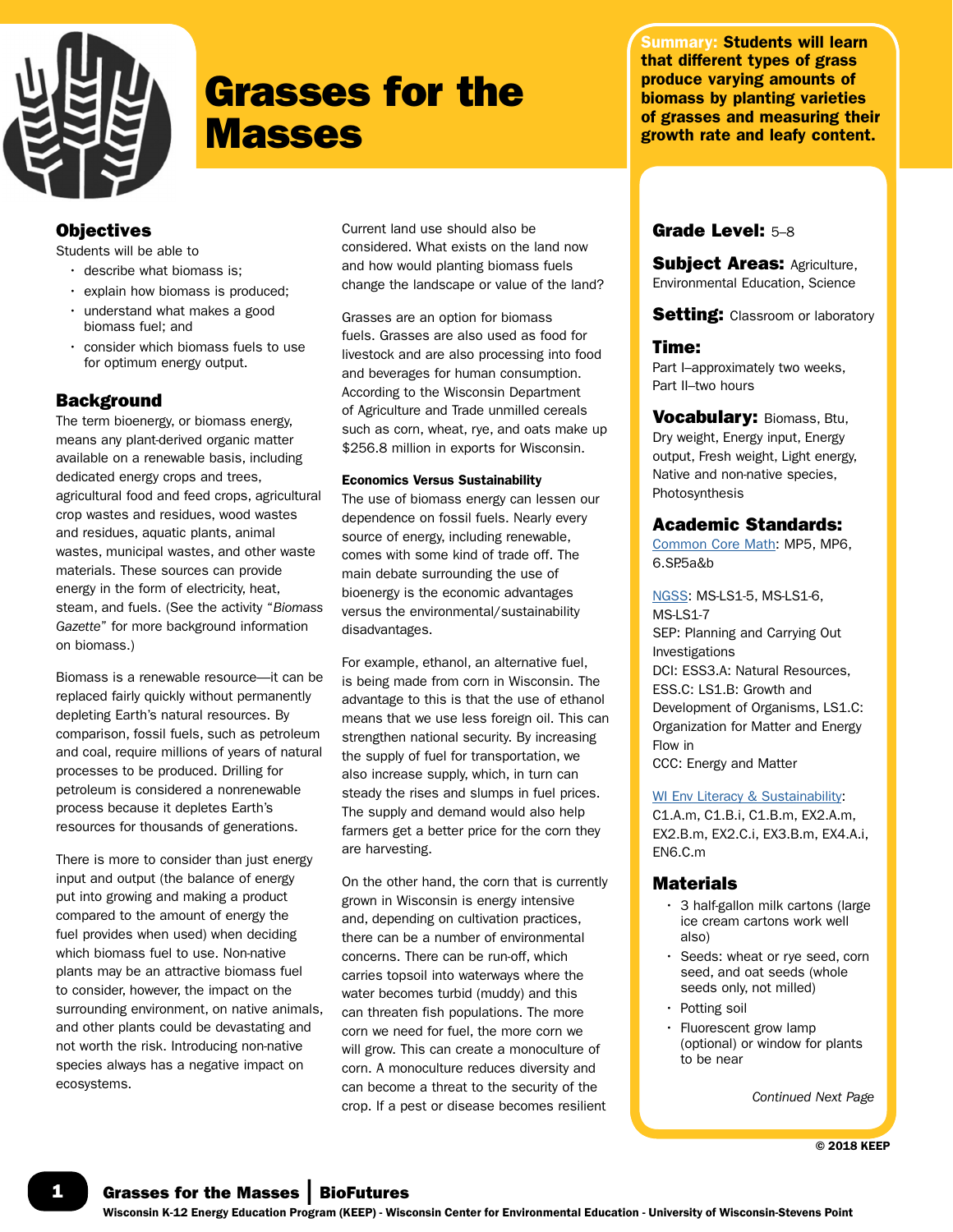# Grasses for the Masses

**Summary:** Students will learn that different types of grass produce varying amounts of biomass by planting varieties of grasses and measuring their growth rate and leafy content.

## Objectives

Students will be able to

- describe what biomass is;
- explain how biomass is produced;
- understand what makes a good biomass fuel; and
- consider which biomass fuels to use for optimum energy output.

## Background

The term bioenergy, or biomass energy, means any plant-derived organic matter available on a renewable basis, including dedicated energy crops and trees, agricultural food and feed crops, agricultural crop wastes and residues, wood wastes and residues, aquatic plants, animal wastes, municipal wastes, and other waste materials. These sources can provide energy in the form of electricity, heat, steam, and fuels. (See the activity "*Biomass Gazette*" for more background information on biomass.)

Biomass is a renewable resource—it can be replaced fairly quickly without permanently depleting Earth's natural resources. By comparison, fossil fuels, such as petroleum and coal, require millions of years of natural processes to be produced. Drilling for petroleum is considered a nonrenewable process because it depletes Earth's resources for thousands of generations.

There is more to consider than just energy input and output (the balance of energy put into growing and making a product compared to the amount of energy the fuel provides when used) when deciding which biomass fuel to use. Non-native plants may be an attractive biomass fuel to consider, however, the impact on the surrounding environment, on native animals, and other plants could be devastating and not worth the risk. Introducing non-native species always has a negative impact on ecosystems.

Current land use should also be considered. What exists on the land now and how would planting biomass fuels change the landscape or value of the land?

Grasses are an option for biomass fuels. Grasses are also used as food for livestock and are also processing into food and beverages for human consumption. According to the Wisconsin Department of Agriculture and Trade unmilled cereals such as corn, wheat, rye, and oats make up $256.8 million in exports for Wisconsin.

### Economics Versus Sustainability

The use of biomass energy can lessen our dependence on fossil fuels. Nearly every source of energy, including renewable, comes with some kind of trade off. The main debate surrounding the use of bioenergy is the economic advantages versus the environmental/sustainability disadvantages.

For example, ethanol, an alternative fuel, is being made from corn in Wisconsin. The advantage to this is that the use of ethanol means that we use less foreign oil. This can strengthen national security. By increasing the supply of fuel for transportation, we also increase supply, which, in turn can steady the rises and slumps in fuel prices. The supply and demand would also help farmers get a better price for the corn they are harvesting.

On the other hand, the corn that is currently grown in Wisconsin is energy intensive and, depending on cultivation practices, there can be a number of environmental concerns. There can be run-off, which carries topsoil into waterways where the water becomes turbid (muddy) and this can threaten fish populations. The more corn we need for fuel, the more corn we will grow. This can create a monoculture of corn. A monoculture reduces diversity and can become a threat to the security of the crop. If a pest or disease becomes resilient

**Grade Level:** 5–8

**Subject Areas:** Agriculture, Environmental Education, Science

**Setting:** Classroom or laboratory

**Time:**
Part I–approximately two weeks,
Part II–two hours

**Vocabulary:** Biomass, Btu, Dry weight, Energy input, Energy output, Fresh weight, Light energy, Native and non-native species, Photosynthesis

**Academic Standards:**

Common Core Math: MP5, MP6, 6.SP.5a&b

NGSS: MS-LS1-5, MS-LS1-6, MS-LS1-7
SEP: Planning and Carrying Out Investigations
DCI: ESS3.A: Natural Resources, ESS.C: LS1.B: Growth and Development of Organisms, LS1.C: Organization for Matter and Energy Flow in
CCC: Energy and Matter

WI Env Literacy & Sustainability: C1.A.m, C1.B.i, C1.B.m, EX2.A.m, EX2.B.m, EX2.C.i, EX3.B.m, EX4.A.i, EN6.C.m

## Materials

- 3 half-gallon milk cartons (large ice cream cartons work well also)
- Seeds: wheat or rye seed, corn seed, and oat seeds (whole seeds only, not milled)
- Potting soil
- Fluorescent grow lamp (optional) or window for plants to be near

*Continued Next Page*

© 2018 KEEP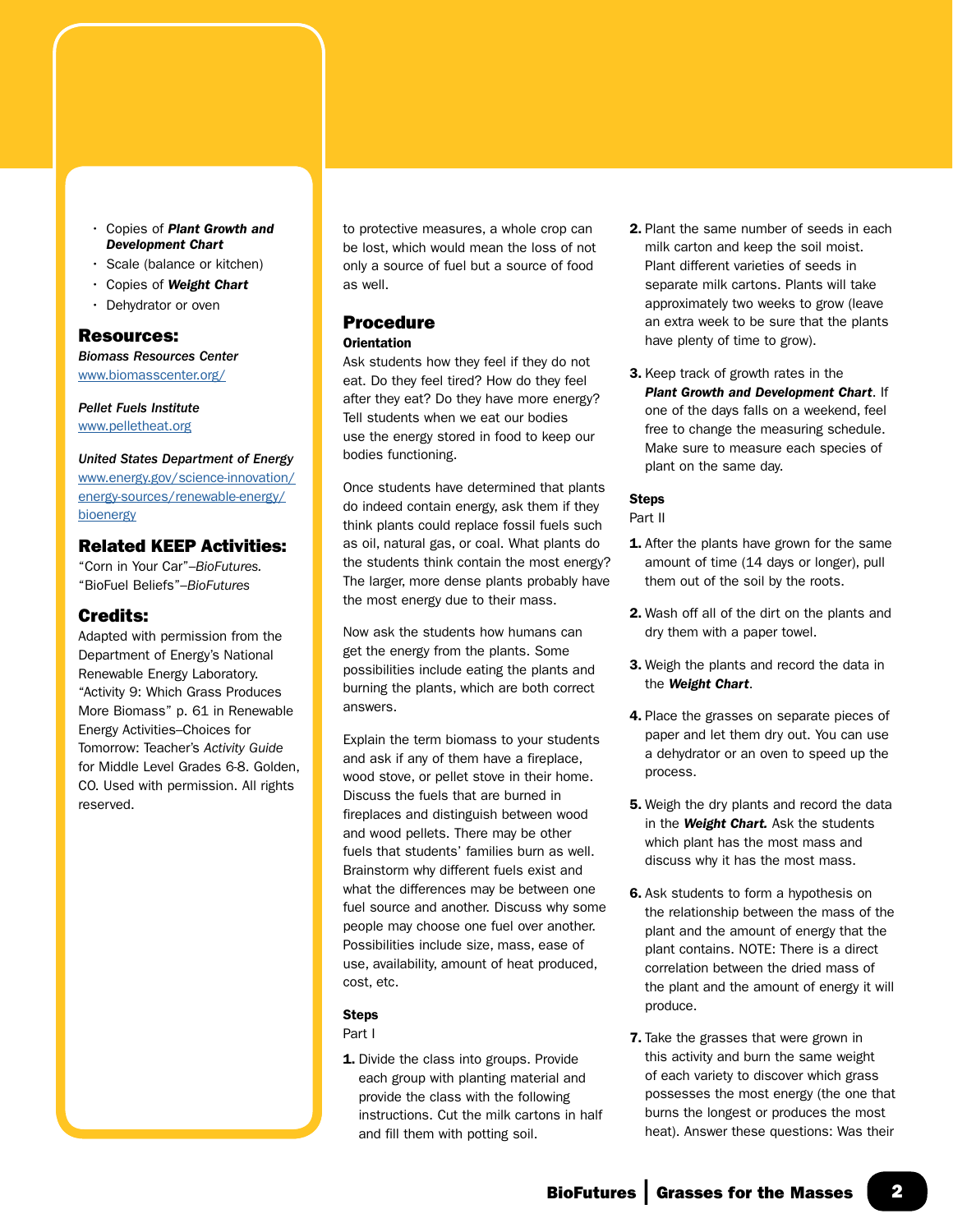- Copies of ***Plant Growth and Development Chart***
- Scale (balance or kitchen)
- Copies of ***Weight Chart***
- Dehydrator or oven

## Resources:

*Biomass Resources Center*
www.biomasscenter.org/

*Pellet Fuels Institute*
www.pelletheat.org

*United States Department of Energy*
www.energy.gov/science-innovation/energy-sources/renewable-energy/bioenergy

## Related KEEP Activities:

"Corn in Your Car"–*BioFutures.*
"BioFuel Beliefs"–*BioFutures*

## Credits:

Adapted with permission from the Department of Energy's National Renewable Energy Laboratory. "Activity 9: Which Grass Produces More Biomass" p. 61 in Renewable Energy Activities–Choices for Tomorrow: Teacher's *Activity Guide* for Middle Level Grades 6-8. Golden, CO. Used with permission. All rights reserved.

to protective measures, a whole crop can be lost, which would mean the loss of not only a source of fuel but a source of food as well.

## Procedure

### Orientation

Ask students how they feel if they do not eat. Do they feel tired? How do they feel after they eat? Do they have more energy? Tell students when we eat our bodies use the energy stored in food to keep our bodies functioning.

Once students have determined that plants do indeed contain energy, ask them if they think plants could replace fossil fuels such as oil, natural gas, or coal. What plants do the students think contain the most energy? The larger, more dense plants probably have the most energy due to their mass.

Now ask the students how humans can get the energy from the plants. Some possibilities include eating the plants and burning the plants, which are both correct answers.

Explain the term biomass to your students and ask if any of them have a fireplace, wood stove, or pellet stove in their home. Discuss the fuels that are burned in fireplaces and distinguish between wood and wood pellets. There may be other fuels that students' families burn as well. Brainstorm why different fuels exist and what the differences may be between one fuel source and another. Discuss why some people may choose one fuel over another. Possibilities include size, mass, ease of use, availability, amount of heat produced, cost, etc.

### Steps

Part I

1. Divide the class into groups. Provide each group with planting material and provide the class with the following instructions. Cut the milk cartons in half and fill them with potting soil.
2. Plant the same number of seeds in each milk carton and keep the soil moist. Plant different varieties of seeds in separate milk cartons. Plants will take approximately two weeks to grow (leave an extra week to be sure that the plants have plenty of time to grow).
3. Keep track of growth rates in the ***Plant Growth and Development Chart***. If one of the days falls on a weekend, feel free to change the measuring schedule. Make sure to measure each species of plant on the same day.

### Steps

Part II

1. After the plants have grown for the same amount of time (14 days or longer), pull them out of the soil by the roots.
2. Wash off all of the dirt on the plants and dry them with a paper towel.
3. Weigh the plants and record the data in the ***Weight Chart***.
4. Place the grasses on separate pieces of paper and let them dry out. You can use a dehydrator or an oven to speed up the process.
5. Weigh the dry plants and record the data in the ***Weight Chart.*** Ask the students which plant has the most mass and discuss why it has the most mass.
6. Ask students to form a hypothesis on the relationship between the mass of the plant and the amount of energy that the plant contains. NOTE: There is a direct correlation between the dried mass of the plant and the amount of energy it will produce.
7. Take the grasses that were grown in this activity and burn the same weight of each variety to discover which grass possesses the most energy (the one that burns the longest or produces the most heat). Answer these questions: Was their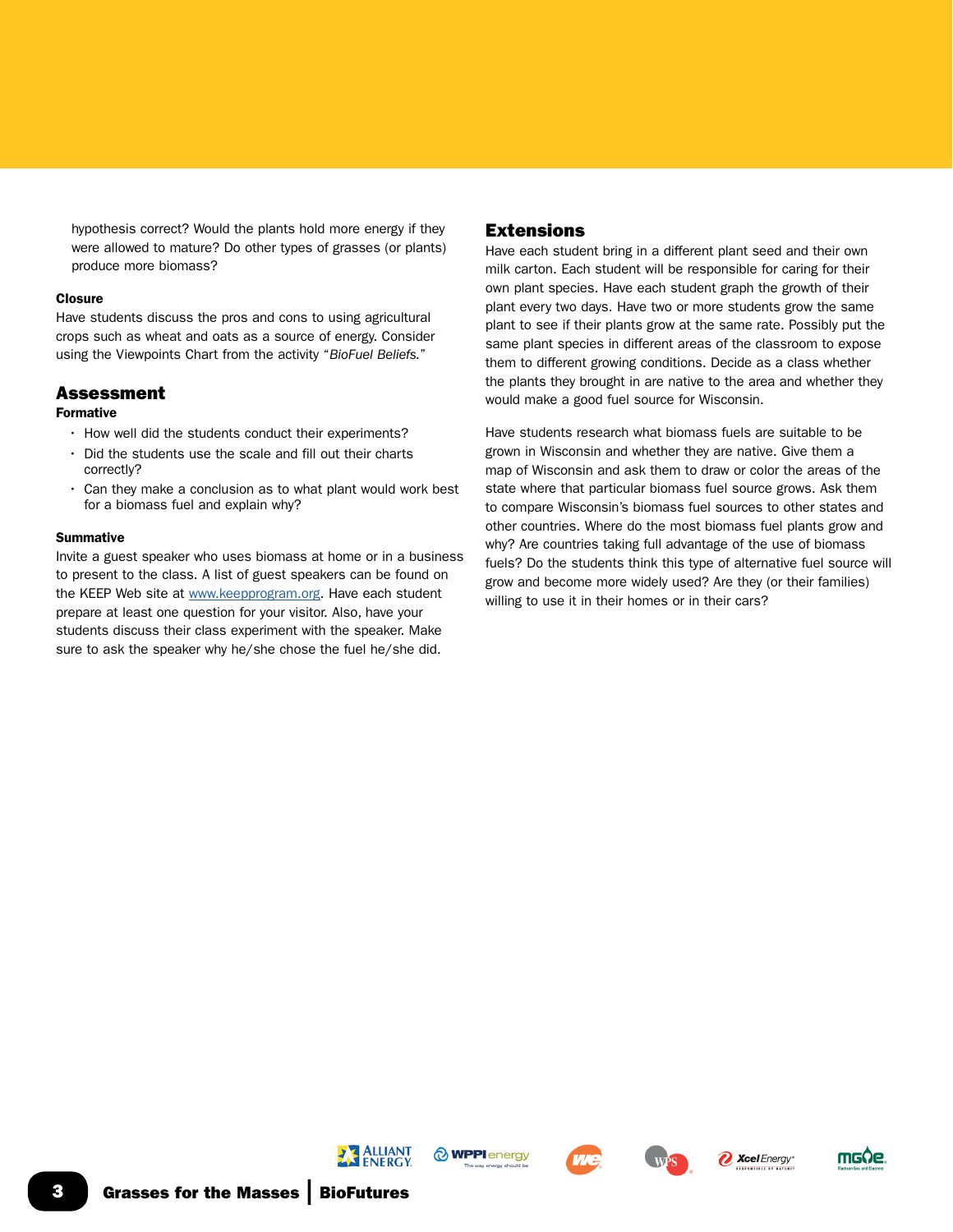hypothesis correct? Would the plants hold more energy if they were allowed to mature? Do other types of grasses (or plants) produce more biomass?

#### Closure

Have students discuss the pros and cons to using agricultural crops such as wheat and oats as a source of energy. Consider using the Viewpoints Chart from the activity "*BioFuel Beliefs*."

## Assessment

#### Formative

- How well did the students conduct their experiments?
- Did the students use the scale and fill out their charts correctly?
- Can they make a conclusion as to what plant would work best for a biomass fuel and explain why?

#### Summative

Invite a guest speaker who uses biomass at home or in a business to present to the class. A list of guest speakers can be found on the KEEP Web site at www.keepprogram.org. Have each student prepare at least one question for your visitor. Also, have your students discuss their class experiment with the speaker. Make sure to ask the speaker why he/she chose the fuel he/she did.

## Extensions

Have each student bring in a different plant seed and their own milk carton. Each student will be responsible for caring for their own plant species. Have each student graph the growth of their plant every two days. Have two or more students grow the same plant to see if their plants grow at the same rate. Possibly put the same plant species in different areas of the classroom to expose them to different growing conditions. Decide as a class whether the plants they brought in are native to the area and whether they would make a good fuel source for Wisconsin.

Have students research what biomass fuels are suitable to be grown in Wisconsin and whether they are native. Give them a map of Wisconsin and ask them to draw or color the areas of the state where that particular biomass fuel source grows. Ask them to compare Wisconsin's biomass fuel sources to other states and other countries. Where do the most biomass fuel plants grow and why? Are countries taking full advantage of the use of biomass fuels? Do the students think this type of alternative fuel source will grow and become more widely used? Are they (or their families) willing to use it in their homes or in their cars?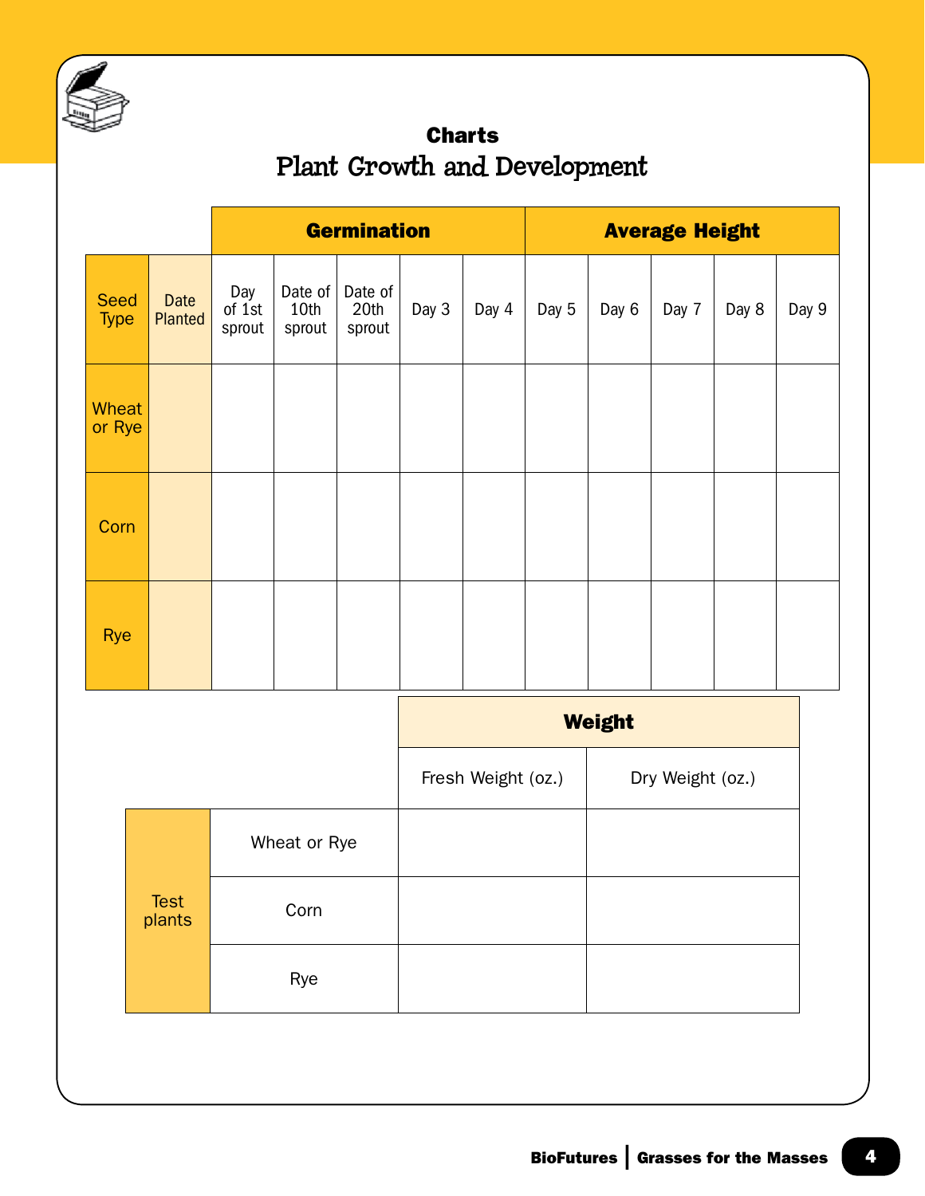**Charts**

# Plant Growth and Development

| | | Germination | | | | | Average Height | | | | |
|---|---|---|---|---|---|---|---|---|---|---|---|
| Seed Type | Date Planted | Day of 1st sprout | Date of 10th sprout | Date of 20th sprout | Day 3 | Day 4 | Day 5 | Day 6 | Day 7 | Day 8 | Day 9 |
| Wheat or Rye | | | | | | | | | | | |
| Corn | | | | | | | | | | | |
| Rye | | | | | | | | | | | |

| | | Weight | |
|---|---|---|---|
| | | Fresh Weight (oz.) | Dry Weight (oz.) |
| Test plants | Wheat or Rye | | |
| | Corn | | |
| | Rye | | |